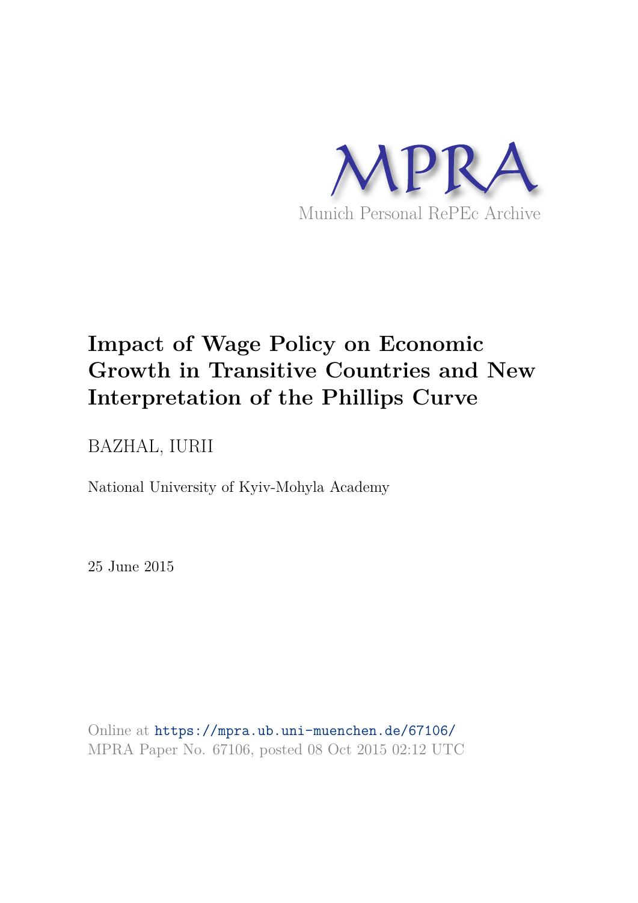MPRA

Munich Personal RePEc Archive

# Impact of Wage Policy on Economic Growth in Transitive Countries and New Interpretation of the Phillips Curve

BAZHAL, IURII

National University of Kyiv-Mohyla Academy

25 June 2015

Online at https://mpra.ub.uni-muenchen.de/67106/
MPRA Paper No. 67106, posted 08 Oct 2015 02:12 UTC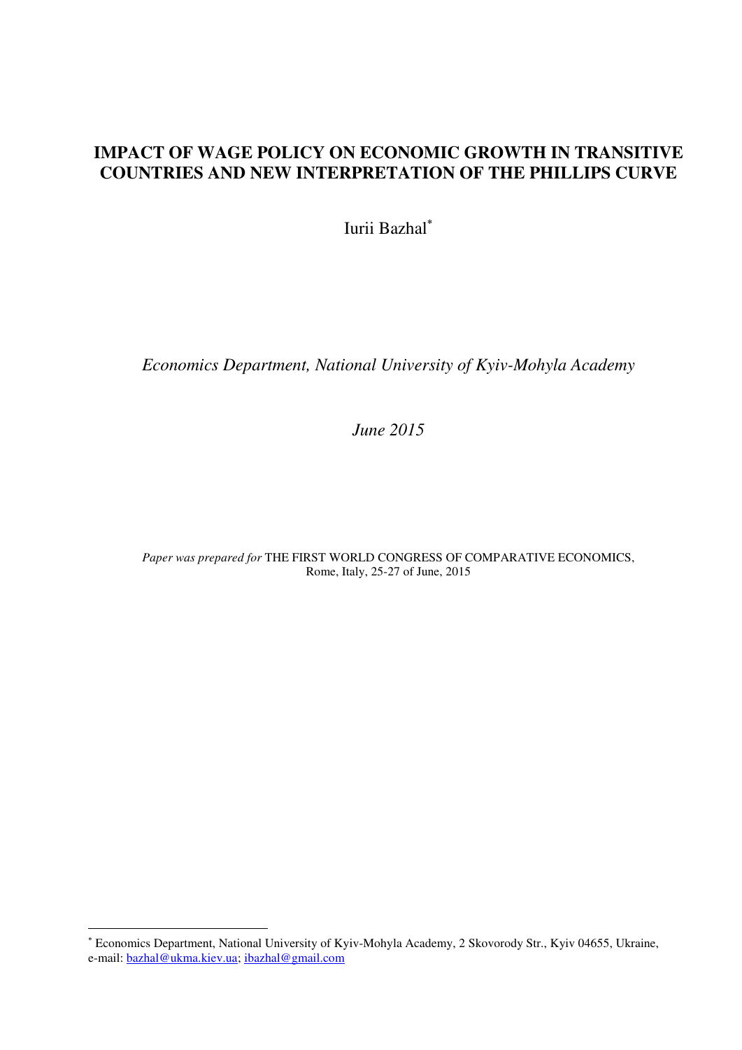# IMPACT OF WAGE POLICY ON ECONOMIC GROWTH IN TRANSITIVE COUNTRIES AND NEW INTERPRETATION OF THE PHILLIPS CURVE

Iurii Bazhal[*]

*Economics Department, National University of Kyiv-Mohyla Academy*

*June 2015*

*Paper was prepared for* THE FIRST WORLD CONGRESS OF COMPARATIVE ECONOMICS, Rome, Italy, 25-27 of June, 2015

---

[*] Economics Department, National University of Kyiv-Mohyla Academy, 2 Skovorody Str., Kyiv 04655, Ukraine, e-mail: bazhal@ukma.kiev.ua; ibazhal@gmail.com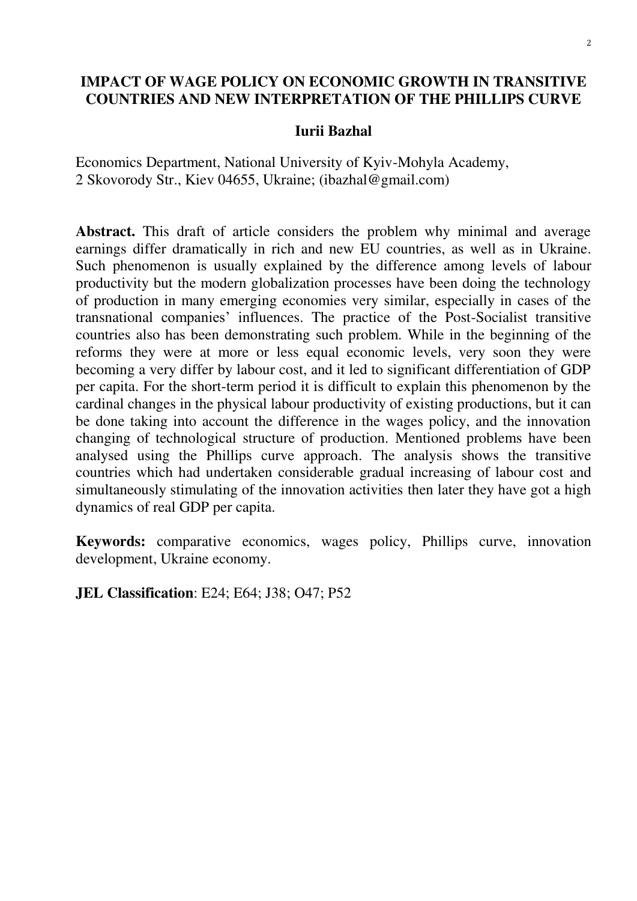# IMPACT OF WAGE POLICY ON ECONOMIC GROWTH IN TRANSITIVE COUNTRIES AND NEW INTERPRETATION OF THE PHILLIPS CURVE

**Iurii Bazhal**

Economics Department, National University of Kyiv-Mohyla Academy,
2 Skovorody Str., Kiev 04655, Ukraine; (ibazhal@gmail.com)

**Abstract.** This draft of article considers the problem why minimal and average earnings differ dramatically in rich and new EU countries, as well as in Ukraine. Such phenomenon is usually explained by the difference among levels of labour productivity but the modern globalization processes have been doing the technology of production in many emerging economies very similar, especially in cases of the transnational companies' influences. The practice of the Post-Socialist transitive countries also has been demonstrating such problem. While in the beginning of the reforms they were at more or less equal economic levels, very soon they were becoming a very differ by labour cost, and it led to significant differentiation of GDP per capita. For the short-term period it is difficult to explain this phenomenon by the cardinal changes in the physical labour productivity of existing productions, but it can be done taking into account the difference in the wages policy, and the innovation changing of technological structure of production. Mentioned problems have been analysed using the Phillips curve approach. The analysis shows the transitive countries which had undertaken considerable gradual increasing of labour cost and simultaneously stimulating of the innovation activities then later they have got a high dynamics of real GDP per capita.

**Keywords:** comparative economics, wages policy, Phillips curve, innovation development, Ukraine economy.

**JEL Classification**: E24; E64; J38; O47; P52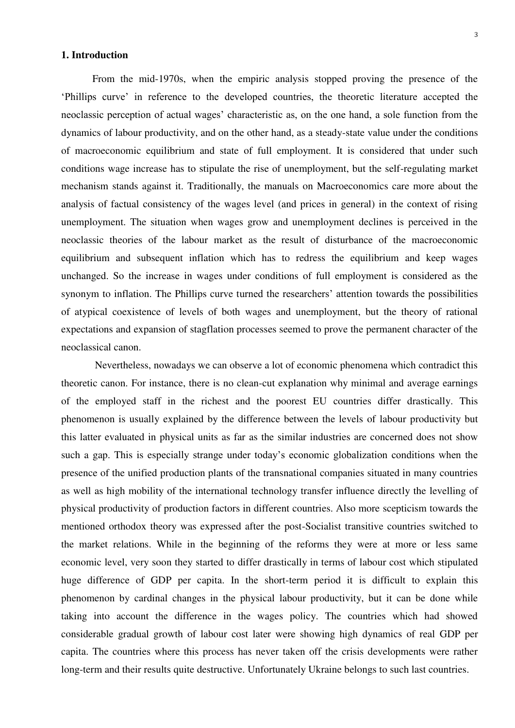## 1. Introduction

From the mid-1970s, when the empiric analysis stopped proving the presence of the 'Phillips curve' in reference to the developed countries, the theoretic literature accepted the neoclassic perception of actual wages' characteristic as, on the one hand, a sole function from the dynamics of labour productivity, and on the other hand, as a steady-state value under the conditions of macroeconomic equilibrium and state of full employment. It is considered that under such conditions wage increase has to stipulate the rise of unemployment, but the self-regulating market mechanism stands against it. Traditionally, the manuals on Macroeconomics care more about the analysis of factual consistency of the wages level (and prices in general) in the context of rising unemployment. The situation when wages grow and unemployment declines is perceived in the neoclassic theories of the labour market as the result of disturbance of the macroeconomic equilibrium and subsequent inflation which has to redress the equilibrium and keep wages unchanged. So the increase in wages under conditions of full employment is considered as the synonym to inflation. The Phillips curve turned the researchers' attention towards the possibilities of atypical coexistence of levels of both wages and unemployment, but the theory of rational expectations and expansion of stagflation processes seemed to prove the permanent character of the neoclassical canon.

Nevertheless, nowadays we can observe a lot of economic phenomena which contradict this theoretic canon. For instance, there is no clean-cut explanation why minimal and average earnings of the employed staff in the richest and the poorest EU countries differ drastically. This phenomenon is usually explained by the difference between the levels of labour productivity but this latter evaluated in physical units as far as the similar industries are concerned does not show such a gap. This is especially strange under today's economic globalization conditions when the presence of the unified production plants of the transnational companies situated in many countries as well as high mobility of the international technology transfer influence directly the levelling of physical productivity of production factors in different countries. Also more scepticism towards the mentioned orthodox theory was expressed after the post-Socialist transitive countries switched to the market relations. While in the beginning of the reforms they were at more or less same economic level, very soon they started to differ drastically in terms of labour cost which stipulated huge difference of GDP per capita. In the short-term period it is difficult to explain this phenomenon by cardinal changes in the physical labour productivity, but it can be done while taking into account the difference in the wages policy. The countries which had showed considerable gradual growth of labour cost later were showing high dynamics of real GDP per capita. The countries where this process has never taken off the crisis developments were rather long-term and their results quite destructive. Unfortunately Ukraine belongs to such last countries.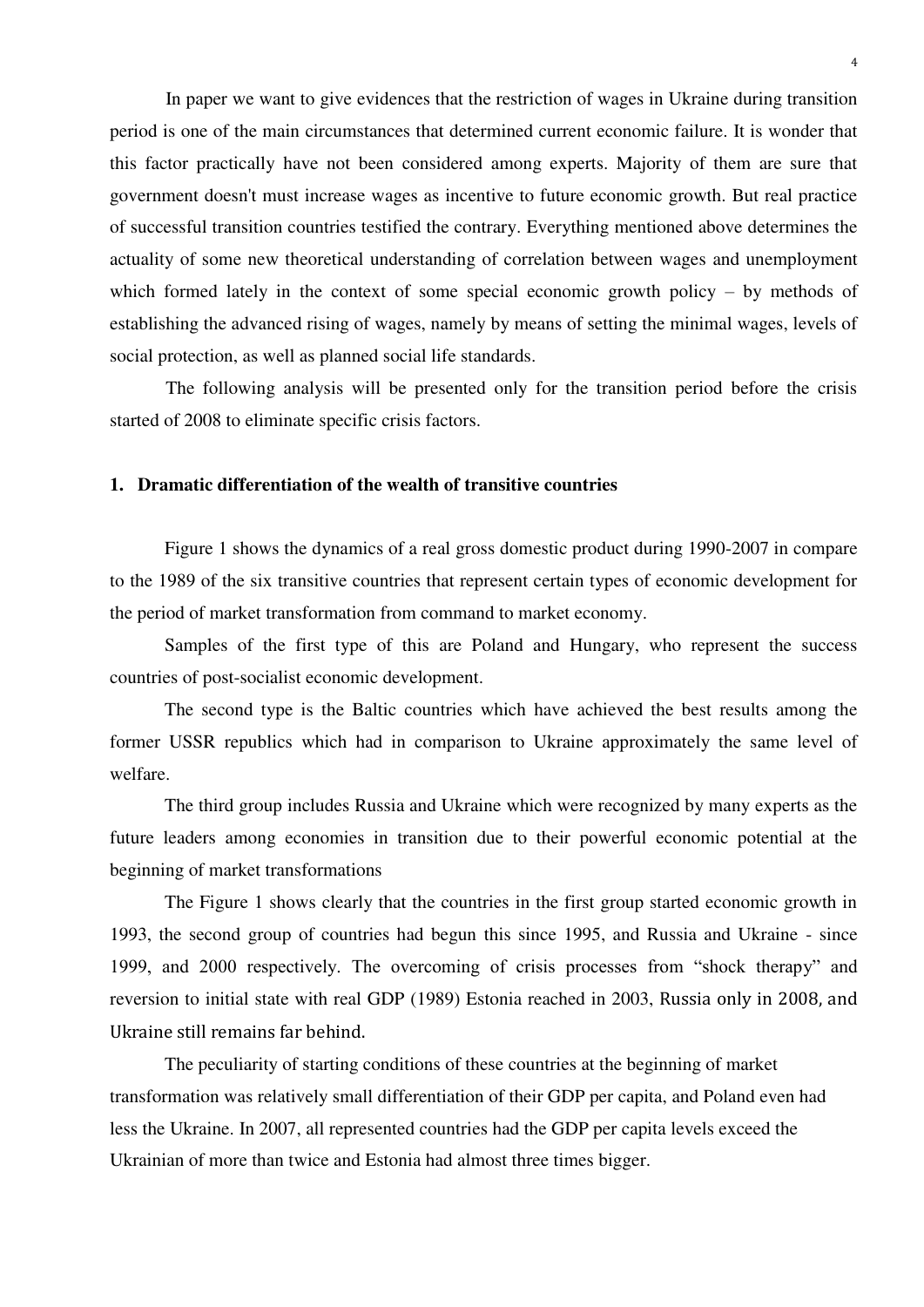In paper we want to give evidences that the restriction of wages in Ukraine during transition period is one of the main circumstances that determined current economic failure. It is wonder that this factor practically have not been considered among experts. Majority of them are sure that government doesn't must increase wages as incentive to future economic growth. But real practice of successful transition countries testified the contrary. Everything mentioned above determines the actuality of some new theoretical understanding of correlation between wages and unemployment which formed lately in the context of some special economic growth policy – by methods of establishing the advanced rising of wages, namely by means of setting the minimal wages, levels of social protection, as well as planned social life standards.

The following analysis will be presented only for the transition period before the crisis started of 2008 to eliminate specific crisis factors.

## 1. Dramatic differentiation of the wealth of transitive countries

Figure 1 shows the dynamics of a real gross domestic product during 1990-2007 in compare to the 1989 of the six transitive countries that represent certain types of economic development for the period of market transformation from command to market economy.

Samples of the first type of this are Poland and Hungary, who represent the success countries of post-socialist economic development.

The second type is the Baltic countries which have achieved the best results among the former USSR republics which had in comparison to Ukraine approximately the same level of welfare.

The third group includes Russia and Ukraine which were recognized by many experts as the future leaders among economies in transition due to their powerful economic potential at the beginning of market transformations

The Figure 1 shows clearly that the countries in the first group started economic growth in 1993, the second group of countries had begun this since 1995, and Russia and Ukraine - since 1999, and 2000 respectively. The overcoming of crisis processes from "shock therapy" and reversion to initial state with real GDP (1989) Estonia reached in 2003, Russia only in 2008, and Ukraine still remains far behind.

The peculiarity of starting conditions of these countries at the beginning of market transformation was relatively small differentiation of their GDP per capita, and Poland even had less the Ukraine. In 2007, all represented countries had the GDP per capita levels exceed the Ukrainian of more than twice and Estonia had almost three times bigger.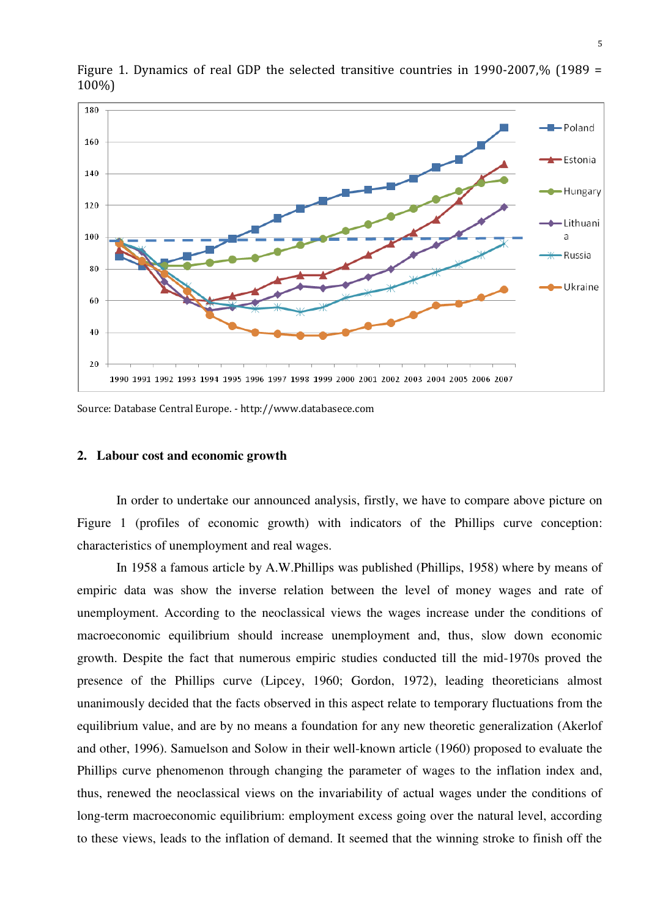Figure 1. Dynamics of real GDP the selected transitive countries in 1990-2007,% (1989 = 100%)

Source: Database Central Europe. - http://www.databasece.com

## 2. Labour cost and economic growth

In order to undertake our announced analysis, firstly, we have to compare above picture on Figure 1 (profiles of economic growth) with indicators of the Phillips curve conception: characteristics of unemployment and real wages.

In 1958 a famous article by A.W.Phillips was published (Phillips, 1958) where by means of empiric data was show the inverse relation between the level of money wages and rate of unemployment. According to the neoclassical views the wages increase under the conditions of macroeconomic equilibrium should increase unemployment and, thus, slow down economic growth. Despite the fact that numerous empiric studies conducted till the mid-1970s proved the presence of the Phillips curve (Lipcey, 1960; Gordon, 1972), leading theoreticians almost unanimously decided that the facts observed in this aspect relate to temporary fluctuations from the equilibrium value, and are by no means a foundation for any new theoretic generalization (Akerlof and other, 1996). Samuelson and Solow in their well-known article (1960) proposed to evaluate the Phillips curve phenomenon through changing the parameter of wages to the inflation index and, thus, renewed the neoclassical views on the invariability of actual wages under the conditions of long-term macroeconomic equilibrium: employment excess going over the natural level, according to these views, leads to the inflation of demand. It seemed that the winning stroke to finish off the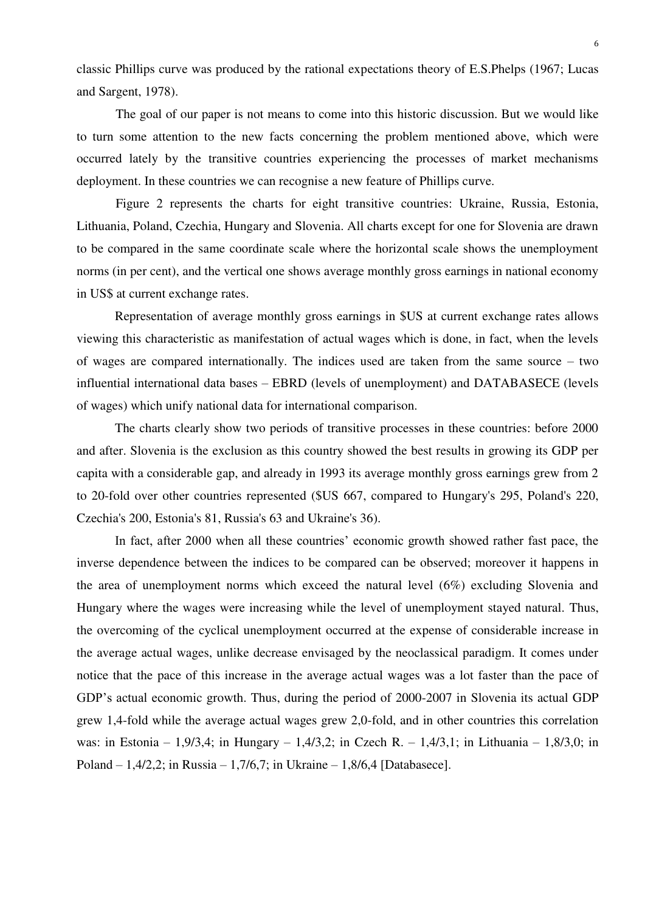classic Phillips curve was produced by the rational expectations theory of E.S.Phelps (1967; Lucas and Sargent, 1978).

The goal of our paper is not means to come into this historic discussion. But we would like to turn some attention to the new facts concerning the problem mentioned above, which were occurred lately by the transitive countries experiencing the processes of market mechanisms deployment. In these countries we can recognise a new feature of Phillips curve.

Figure 2 represents the charts for eight transitive countries: Ukraine, Russia, Estonia, Lithuania, Poland, Czechia, Hungary and Slovenia. All charts except for one for Slovenia are drawn to be compared in the same coordinate scale where the horizontal scale shows the unemployment norms (in per cent), and the vertical one shows average monthly gross earnings in national economy in US$ at current exchange rates.

Representation of average monthly gross earnings in $US at current exchange rates allows viewing this characteristic as manifestation of actual wages which is done, in fact, when the levels of wages are compared internationally. The indices used are taken from the same source – two influential international data bases – EBRD (levels of unemployment) and DATABASECE (levels of wages) which unify national data for international comparison.

The charts clearly show two periods of transitive processes in these countries: before 2000 and after. Slovenia is the exclusion as this country showed the best results in growing its GDP per capita with a considerable gap, and already in 1993 its average monthly gross earnings grew from 2 to 20-fold over other countries represented ($US 667, compared to Hungary's 295, Poland's 220, Czechia's 200, Estonia's 81, Russia's 63 and Ukraine's 36).

In fact, after 2000 when all these countries' economic growth showed rather fast pace, the inverse dependence between the indices to be compared can be observed; moreover it happens in the area of unemployment norms which exceed the natural level (6%) excluding Slovenia and Hungary where the wages were increasing while the level of unemployment stayed natural. Thus, the overcoming of the cyclical unemployment occurred at the expense of considerable increase in the average actual wages, unlike decrease envisaged by the neoclassical paradigm. It comes under notice that the pace of this increase in the average actual wages was a lot faster than the pace of GDP's actual economic growth. Thus, during the period of 2000-2007 in Slovenia its actual GDP grew 1,4-fold while the average actual wages grew 2,0-fold, and in other countries this correlation was: in Estonia – 1,9/3,4; in Hungary – 1,4/3,2; in Czech R. – 1,4/3,1; in Lithuania – 1,8/3,0; in Poland – 1,4/2,2; in Russia – 1,7/6,7; in Ukraine – 1,8/6,4 [Databasece].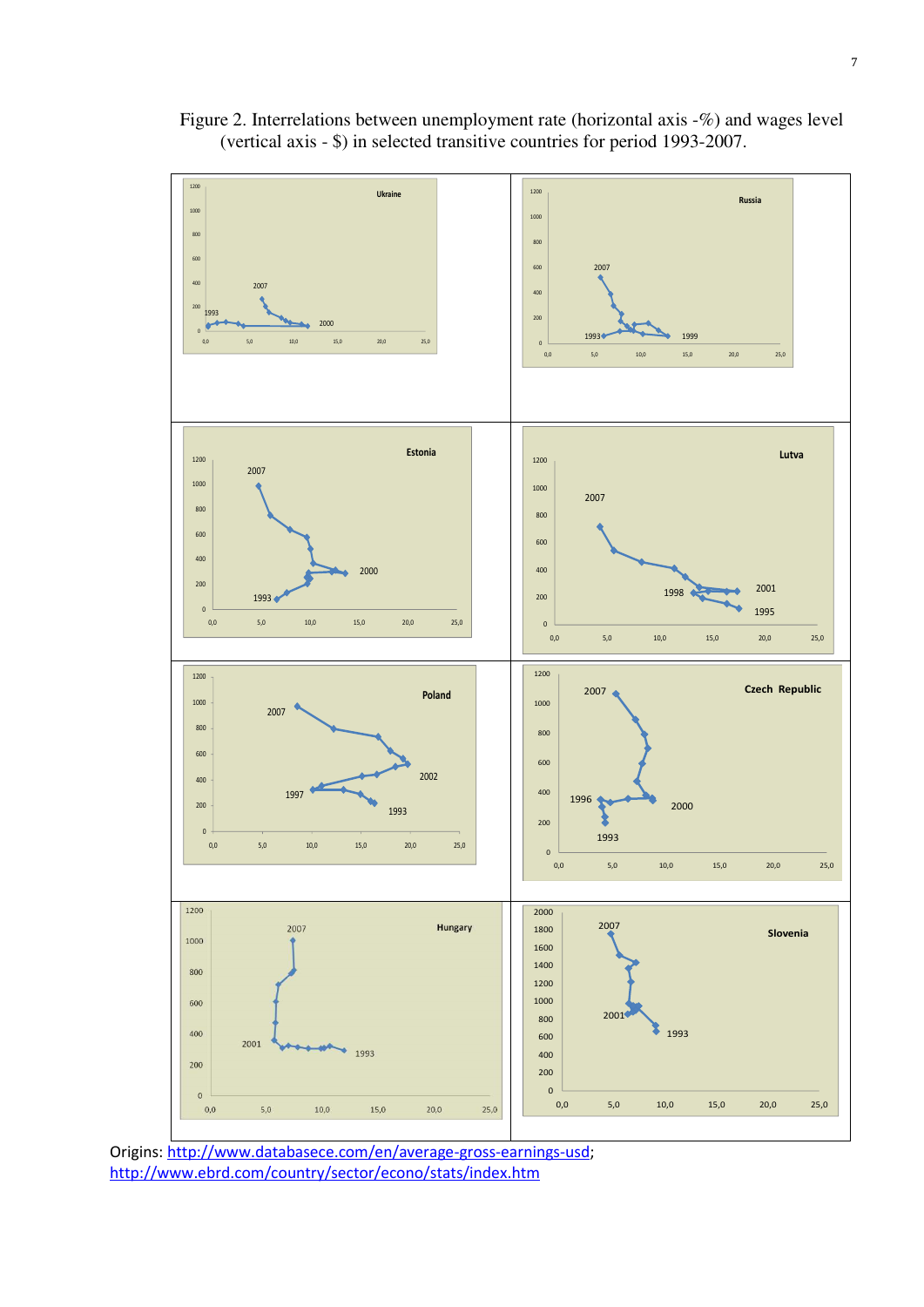Figure 2. Interrelations between unemployment rate (horizontal axis -%) and wages level (vertical axis - $) in selected transitive countries for period 1993-2007.

Origins: http://www.databasece.com/en/average-gross-earnings-usd; http://www.ebrd.com/country/sector/econo/stats/index.htm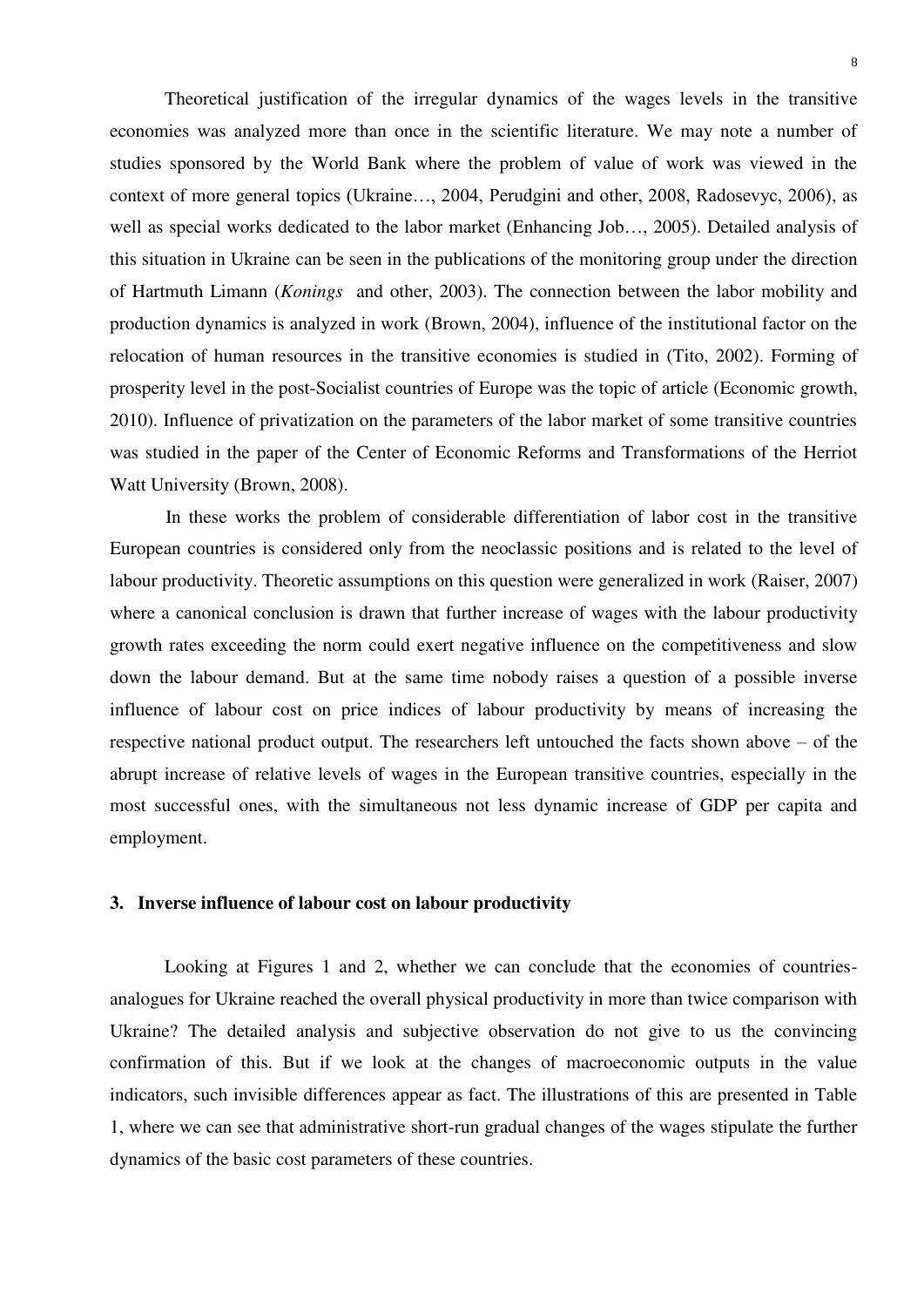Theoretical justification of the irregular dynamics of the wages levels in the transitive economies was analyzed more than once in the scientific literature. We may note a number of studies sponsored by the World Bank where the problem of value of work was viewed in the context of more general topics (Ukraine…, 2004, Perudgini and other, 2008, Radosevyc, 2006), as well as special works dedicated to the labor market (Enhancing Job…, 2005). Detailed analysis of this situation in Ukraine can be seen in the publications of the monitoring group under the direction of Hartmuth Limann (*Konings* and other, 2003). The connection between the labor mobility and production dynamics is analyzed in work (Brown, 2004), influence of the institutional factor on the relocation of human resources in the transitive economies is studied in (Tito, 2002). Forming of prosperity level in the post-Socialist countries of Europe was the topic of article (Economic growth, 2010). Influence of privatization on the parameters of the labor market of some transitive countries was studied in the paper of the Center of Economic Reforms and Transformations of the Herriot Watt University (Brown, 2008).

In these works the problem of considerable differentiation of labor cost in the transitive European countries is considered only from the neoclassic positions and is related to the level of labour productivity. Theoretic assumptions on this question were generalized in work (Raiser, 2007) where a canonical conclusion is drawn that further increase of wages with the labour productivity growth rates exceeding the norm could exert negative influence on the competitiveness and slow down the labour demand. But at the same time nobody raises a question of a possible inverse influence of labour cost on price indices of labour productivity by means of increasing the respective national product output. The researchers left untouched the facts shown above – of the abrupt increase of relative levels of wages in the European transitive countries, especially in the most successful ones, with the simultaneous not less dynamic increase of GDP per capita and employment.

## 3. Inverse influence of labour cost on labour productivity

Looking at Figures 1 and 2, whether we can conclude that the economies of countries-analogues for Ukraine reached the overall physical productivity in more than twice comparison with Ukraine? The detailed analysis and subjective observation do not give to us the convincing confirmation of this. But if we look at the changes of macroeconomic outputs in the value indicators, such invisible differences appear as fact. The illustrations of this are presented in Table 1, where we can see that administrative short-run gradual changes of the wages stipulate the further dynamics of the basic cost parameters of these countries.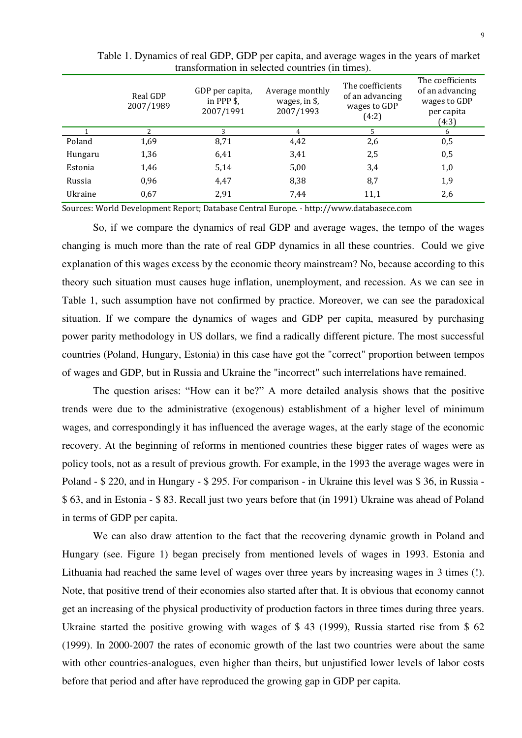Table 1. Dynamics of real GDP, GDP per capita, and average wages in the years of market transformation in selected countries (in times).

| | Real GDP 2007/1989 | GDP per capita, in PPP $, 2007/1991 | Average monthly wages, in $, 2007/1993 | The coefficients of an advancing wages to GDP (4:2) | The coefficients of an advancing wages to GDP per capita (4:3) |
|---|---|---|---|---|---|
| 1 | 2 | 3 | 4 | 5 | 6 |
| Poland | 1,69 | 8,71 | 4,42 | 2,6 | 0,5 |
| Hungaru | 1,36 | 6,41 | 3,41 | 2,5 | 0,5 |
| Estonia | 1,46 | 5,14 | 5,00 | 3,4 | 1,0 |
| Russia | 0,96 | 4,47 | 8,38 | 8,7 | 1,9 |
| Ukraine | 0,67 | 2,91 | 7,44 | 11,1 | 2,6 |

Sources: World Development Report; Database Central Europe. - http://www.databasece.com

So, if we compare the dynamics of real GDP and average wages, the tempo of the wages changing is much more than the rate of real GDP dynamics in all these countries. Could we give explanation of this wages excess by the economic theory mainstream? No, because according to this theory such situation must causes huge inflation, unemployment, and recession. As we can see in Table 1, such assumption have not confirmed by practice. Moreover, we can see the paradoxical situation. If we compare the dynamics of wages and GDP per capita, measured by purchasing power parity methodology in US dollars, we find a radically different picture. The most successful countries (Poland, Hungary, Estonia) in this case have got the "correct" proportion between tempos of wages and GDP, but in Russia and Ukraine the "incorrect" such interrelations have remained.

The question arises: "How can it be?" A more detailed analysis shows that the positive trends were due to the administrative (exogenous) establishment of a higher level of minimum wages, and correspondingly it has influenced the average wages, at the early stage of the economic recovery. At the beginning of reforms in mentioned countries these bigger rates of wages were as policy tools, not as a result of previous growth. For example, in the 1993 the average wages were in Poland - $ 220, and in Hungary - $ 295. For comparison - in Ukraine this level was $ 36, in Russia - $ 63, and in Estonia - $ 83. Recall just two years before that (in 1991) Ukraine was ahead of Poland in terms of GDP per capita.

We can also draw attention to the fact that the recovering dynamic growth in Poland and Hungary (see. Figure 1) began precisely from mentioned levels of wages in 1993. Estonia and Lithuania had reached the same level of wages over three years by increasing wages in 3 times (!). Note, that positive trend of their economies also started after that. It is obvious that economy cannot get an increasing of the physical productivity of production factors in three times during three years. Ukraine started the positive growing with wages of $ 43 (1999), Russia started rise from $ 62 (1999). In 2000-2007 the rates of economic growth of the last two countries were about the same with other countries-analogues, even higher than theirs, but unjustified lower levels of labor costs before that period and after have reproduced the growing gap in GDP per capita.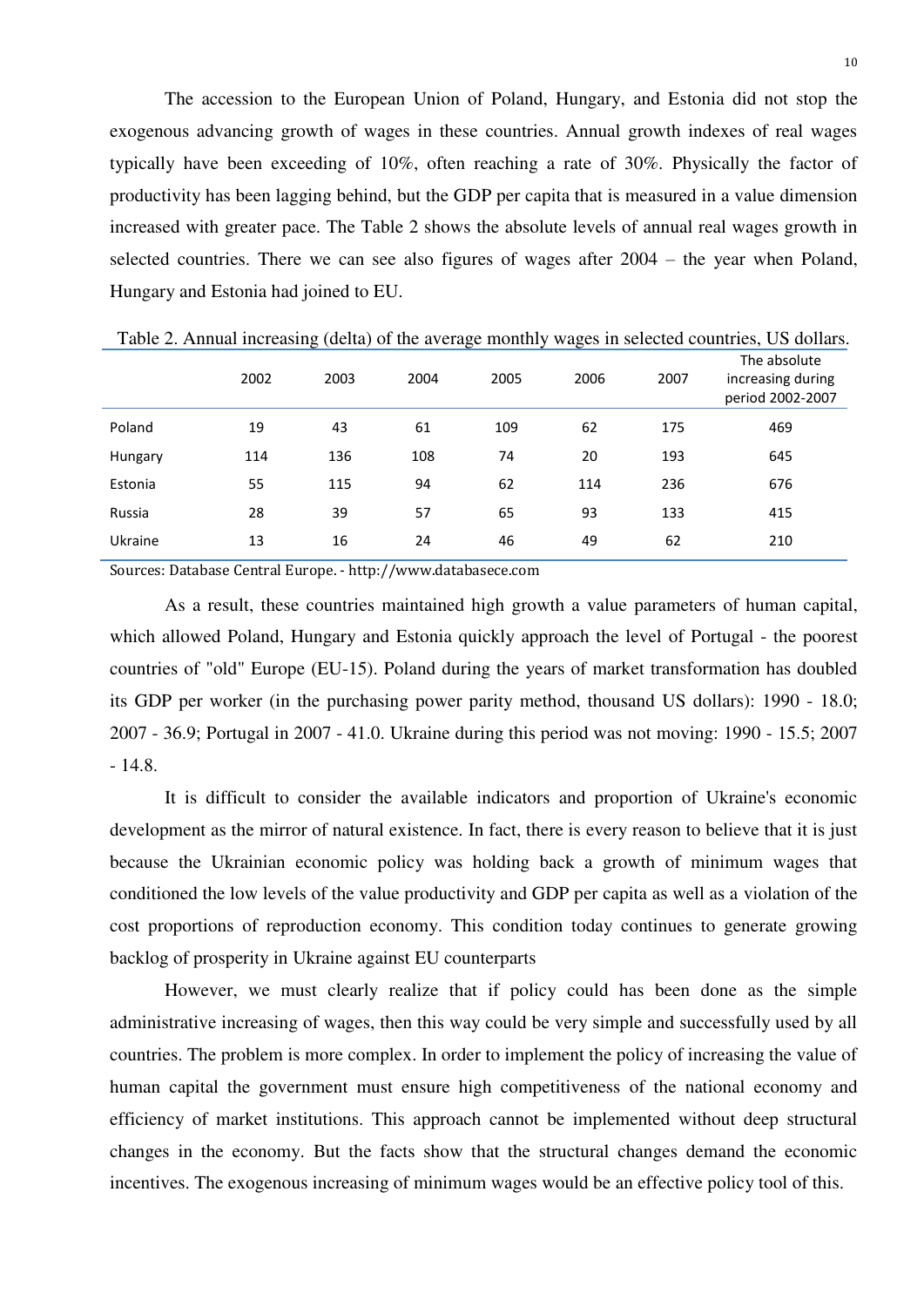The accession to the European Union of Poland, Hungary, and Estonia did not stop the exogenous advancing growth of wages in these countries. Annual growth indexes of real wages typically have been exceeding of 10%, often reaching a rate of 30%. Physically the factor of productivity has been lagging behind, but the GDP per capita that is measured in a value dimension increased with greater pace. The Table 2 shows the absolute levels of annual real wages growth in selected countries. There we can see also figures of wages after 2004 – the year when Poland, Hungary and Estonia had joined to EU.

Table 2. Annual increasing (delta) of the average monthly wages in selected countries, US dollars.

| | 2002 | 2003 | 2004 | 2005 | 2006 | 2007 | The absolute increasing during period 2002-2007 |
|---|---|---|---|---|---|---|---|
| Poland | 19 | 43 | 61 | 109 | 62 | 175 | 469 |
| Hungary | 114 | 136 | 108 | 74 | 20 | 193 | 645 |
| Estonia | 55 | 115 | 94 | 62 | 114 | 236 | 676 |
| Russia | 28 | 39 | 57 | 65 | 93 | 133 | 415 |
| Ukraine | 13 | 16 | 24 | 46 | 49 | 62 | 210 |

Sources: Database Central Europe. - http://www.databasece.com

As a result, these countries maintained high growth a value parameters of human capital, which allowed Poland, Hungary and Estonia quickly approach the level of Portugal - the poorest countries of "old" Europe (EU-15). Poland during the years of market transformation has doubled its GDP per worker (in the purchasing power parity method, thousand US dollars): 1990 - 18.0; 2007 - 36.9; Portugal in 2007 - 41.0. Ukraine during this period was not moving: 1990 - 15.5; 2007 - 14.8.

It is difficult to consider the available indicators and proportion of Ukraine's economic development as the mirror of natural existence. In fact, there is every reason to believe that it is just because the Ukrainian economic policy was holding back a growth of minimum wages that conditioned the low levels of the value productivity and GDP per capita as well as a violation of the cost proportions of reproduction economy. This condition today continues to generate growing backlog of prosperity in Ukraine against EU counterparts

However, we must clearly realize that if policy could has been done as the simple administrative increasing of wages, then this way could be very simple and successfully used by all countries. The problem is more complex. In order to implement the policy of increasing the value of human capital the government must ensure high competitiveness of the national economy and efficiency of market institutions. This approach cannot be implemented without deep structural changes in the economy. But the facts show that the structural changes demand the economic incentives. The exogenous increasing of minimum wages would be an effective policy tool of this.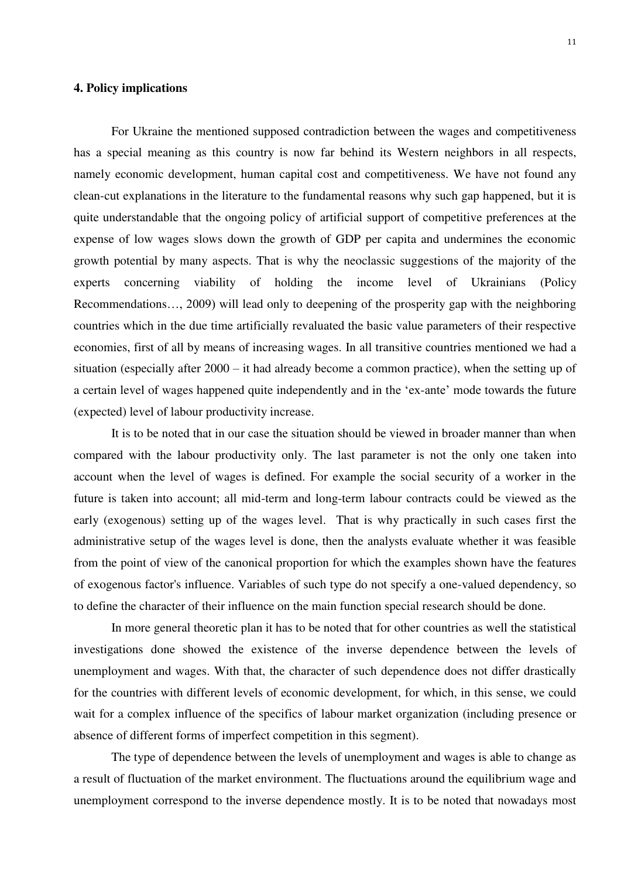## 4. Policy implications

For Ukraine the mentioned supposed contradiction between the wages and competitiveness has a special meaning as this country is now far behind its Western neighbors in all respects, namely economic development, human capital cost and competitiveness. We have not found any clean-cut explanations in the literature to the fundamental reasons why such gap happened, but it is quite understandable that the ongoing policy of artificial support of competitive preferences at the expense of low wages slows down the growth of GDP per capita and undermines the economic growth potential by many aspects. That is why the neoclassic suggestions of the majority of the experts concerning viability of holding the income level of Ukrainians (Policy Recommendations…, 2009) will lead only to deepening of the prosperity gap with the neighboring countries which in the due time artificially revaluated the basic value parameters of their respective economies, first of all by means of increasing wages. In all transitive countries mentioned we had a situation (especially after 2000 – it had already become a common practice), when the setting up of a certain level of wages happened quite independently and in the 'ex-ante' mode towards the future (expected) level of labour productivity increase.

It is to be noted that in our case the situation should be viewed in broader manner than when compared with the labour productivity only. The last parameter is not the only one taken into account when the level of wages is defined. For example the social security of a worker in the future is taken into account; all mid-term and long-term labour contracts could be viewed as the early (exogenous) setting up of the wages level. That is why practically in such cases first the administrative setup of the wages level is done, then the analysts evaluate whether it was feasible from the point of view of the canonical proportion for which the examples shown have the features of exogenous factor's influence. Variables of such type do not specify a one-valued dependency, so to define the character of their influence on the main function special research should be done.

In more general theoretic plan it has to be noted that for other countries as well the statistical investigations done showed the existence of the inverse dependence between the levels of unemployment and wages. With that, the character of such dependence does not differ drastically for the countries with different levels of economic development, for which, in this sense, we could wait for a complex influence of the specifics of labour market organization (including presence or absence of different forms of imperfect competition in this segment).

The type of dependence between the levels of unemployment and wages is able to change as a result of fluctuation of the market environment. The fluctuations around the equilibrium wage and unemployment correspond to the inverse dependence mostly. It is to be noted that nowadays most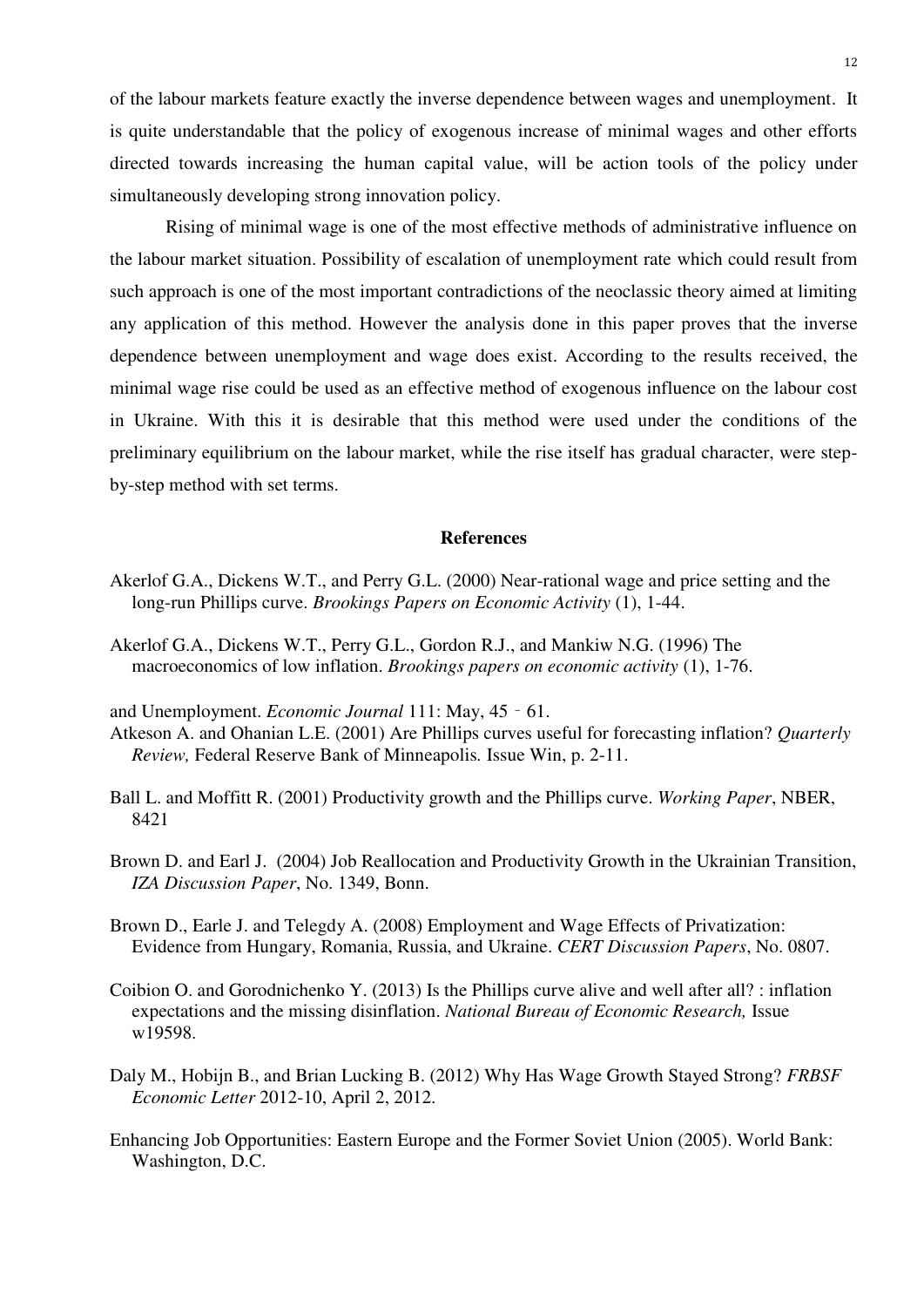of the labour markets feature exactly the inverse dependence between wages and unemployment. It is quite understandable that the policy of exogenous increase of minimal wages and other efforts directed towards increasing the human capital value, will be action tools of the policy under simultaneously developing strong innovation policy.

Rising of minimal wage is one of the most effective methods of administrative influence on the labour market situation. Possibility of escalation of unemployment rate which could result from such approach is one of the most important contradictions of the neoclassic theory aimed at limiting any application of this method. However the analysis done in this paper proves that the inverse dependence between unemployment and wage does exist. According to the results received, the minimal wage rise could be used as an effective method of exogenous influence on the labour cost in Ukraine. With this it is desirable that this method were used under the conditions of the preliminary equilibrium on the labour market, while the rise itself has gradual character, were step-by-step method with set terms.

## References

Akerlof G.A., Dickens W.T., and Perry G.L. (2000) Near-rational wage and price setting and the long-run Phillips curve. *Brookings Papers on Economic Activity* (1), 1-44.

Akerlof G.A., Dickens W.T., Perry G.L., Gordon R.J., and Mankiw N.G. (1996) The macroeconomics of low inflation. *Brookings papers on economic activity* (1), 1-76.

and Unemployment. *Economic Journal* 111: May, 45 - 61.

Atkeson A. and Ohanian L.E. (2001) Are Phillips curves useful for forecasting inflation? *Quarterly Review,* Federal Reserve Bank of Minneapolis. Issue Win, p. 2-11.

Ball L. and Moffitt R. (2001) Productivity growth and the Phillips curve. *Working Paper*, NBER, 8421

Brown D. and Earl J. (2004) Job Reallocation and Productivity Growth in the Ukrainian Transition, *IZA Discussion Paper*, No. 1349, Bonn.

Brown D., Earle J. and Telegdy A. (2008) Employment and Wage Effects of Privatization: Evidence from Hungary, Romania, Russia, and Ukraine. *CERT Discussion Papers*, No. 0807.

Coibion O. and Gorodnichenko Y. (2013) Is the Phillips curve alive and well after all? : inflation expectations and the missing disinflation. *National Bureau of Economic Research,* Issue w19598.

Daly M., Hobijn B., and Brian Lucking B. (2012) Why Has Wage Growth Stayed Strong? *FRBSF Economic Letter* 2012-10, April 2, 2012.

Enhancing Job Opportunities: Eastern Europe and the Former Soviet Union (2005). World Bank: Washington, D.C.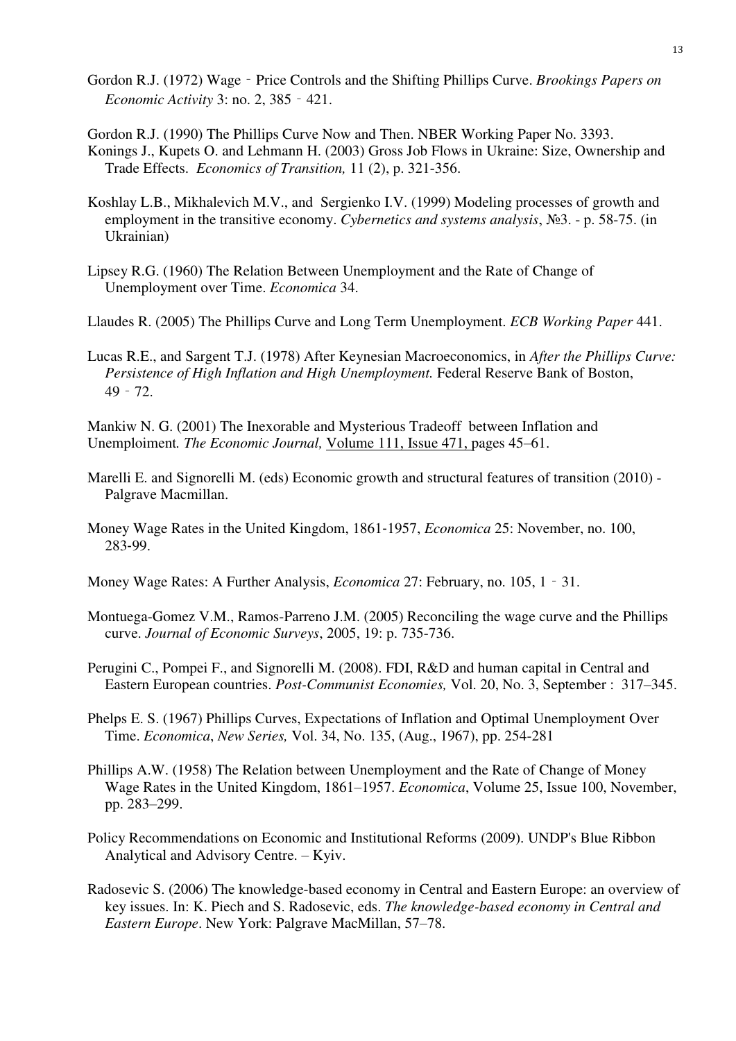Gordon R.J. (1972) Wage‐Price Controls and the Shifting Phillips Curve. *Brookings Papers on Economic Activity* 3: no. 2, 385‐421.

Gordon R.J. (1990) The Phillips Curve Now and Then. NBER Working Paper No. 3393.

Konings J., Kupets O. and Lehmann H. (2003) Gross Job Flows in Ukraine: Size, Ownership and Trade Effects. *Economics of Transition,* 11 (2), p. 321-356.

Koshlay L.B., Mikhalevich M.V., and Sergienko I.V. (1999) Modeling processes of growth and employment in the transitive economy. *Cybernetics and systems analysis*, №3. - p. 58-75. (in Ukrainian)

Lipsey R.G. (1960) The Relation Between Unemployment and the Rate of Change of Unemployment over Time. *Economica* 34.

Llaudes R. (2005) The Phillips Curve and Long Term Unemployment. *ECB Working Paper* 441.

Lucas R.E., and Sargent T.J. (1978) After Keynesian Macroeconomics, in *After the Phillips Curve: Persistence of High Inflation and High Unemployment.* Federal Reserve Bank of Boston, 49‐72.

Mankiw N. G. (2001) The Inexorable and Mysterious Tradeoff between Inflation and Unemploiment*. The Economic Journal,* Volume 111, Issue 471, pages 45–61.

Marelli E. and Signorelli M. (eds) Economic growth and structural features of transition (2010) - Palgrave Macmillan.

Money Wage Rates in the United Kingdom, 1861-1957, *Economica* 25: November, no. 100, 283-99.

Money Wage Rates: A Further Analysis, *Economica* 27: February, no. 105, 1‐31.

Montuega-Gomez V.M., Ramos-Parreno J.M. (2005) Reconciling the wage curve and the Phillips curve. *Journal of Economic Surveys*, 2005, 19: p. 735-736.

Perugini C., Pompei F., and Signorelli M. (2008). FDI, R&D and human capital in Central and Eastern European countries. *Post-Communist Economies,* Vol. 20, No. 3, September : 317–345.

Phelps E. S. (1967) Phillips Curves, Expectations of Inflation and Optimal Unemployment Over Time. *Economica*, *New Series,* Vol. 34, No. 135, (Aug., 1967), pp. 254-281

Phillips A.W. (1958) The Relation between Unemployment and the Rate of Change of Money Wage Rates in the United Kingdom, 1861–1957. *Economica*, Volume 25, Issue 100, November, pp. 283–299.

Policy Recommendations on Economic and Institutional Reforms (2009). UNDP's Blue Ribbon Analytical and Advisory Centre. – Kyiv.

Radosevic S. (2006) The knowledge-based economy in Central and Eastern Europe: an overview of key issues. In: K. Piech and S. Radosevic, eds. *The knowledge-based economy in Central and Eastern Europe*. New York: Palgrave MacMillan, 57–78.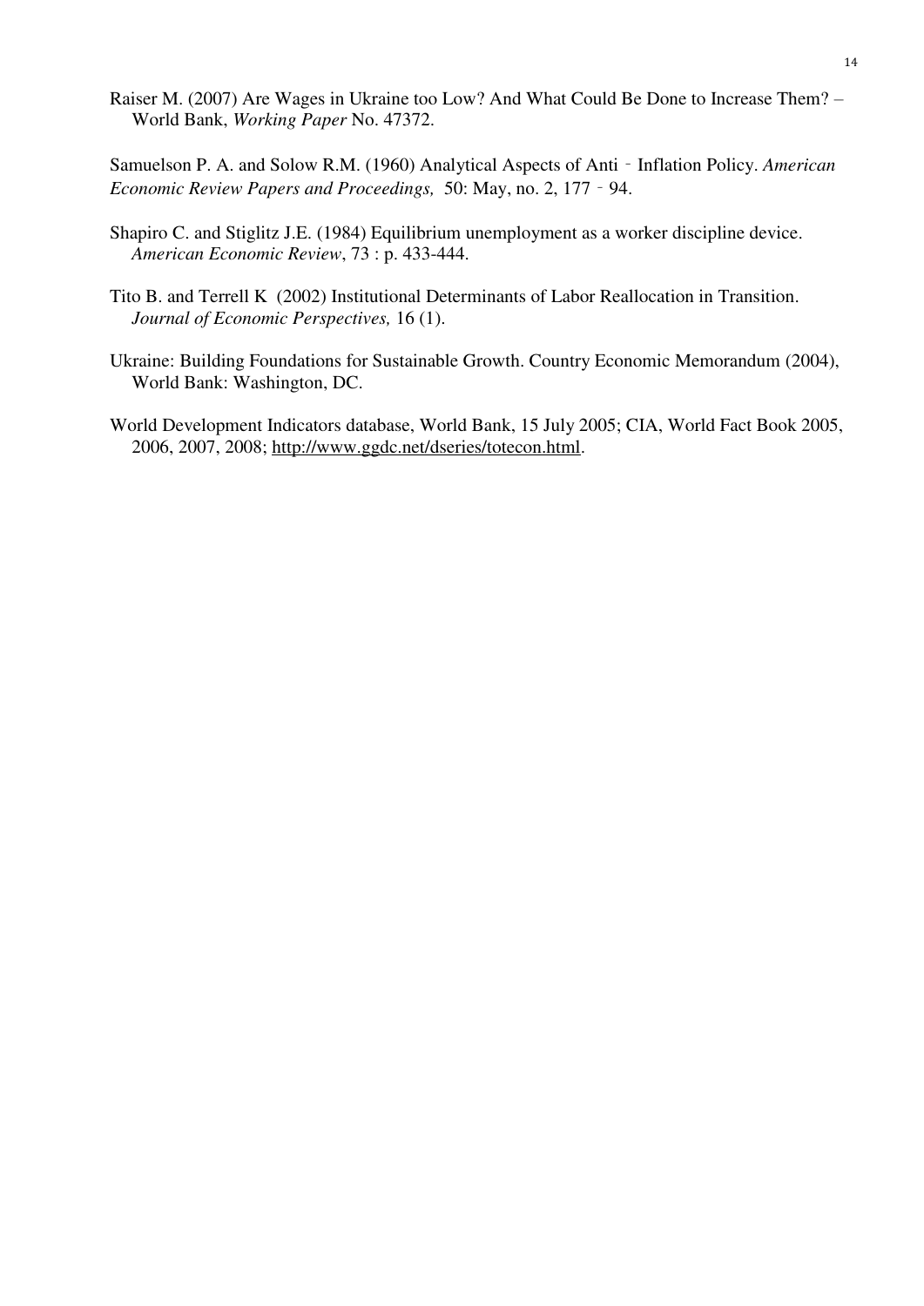Raiser M. (2007) Are Wages in Ukraine too Low? And What Could Be Done to Increase Them? – World Bank, *Working Paper* No. 47372.

Samuelson P. A. and Solow R.M. (1960) Analytical Aspects of Anti ‐ Inflation Policy. *American Economic Review Papers and Proceedings,* 50: May, no. 2, 177 ‐ 94.

Shapiro C. and Stiglitz J.E. (1984) Equilibrium unemployment as a worker discipline device. *American Economic Review*, 73 : p. 433-444.

Tito B. and Terrell K (2002) Institutional Determinants of Labor Reallocation in Transition. *Journal of Economic Perspectives,* 16 (1).

Ukraine: Building Foundations for Sustainable Growth. Country Economic Memorandum (2004), World Bank: Washington, DC.

World Development Indicators database, World Bank, 15 July 2005; CIA, World Fact Book 2005, 2006, 2007, 2008; http://www.ggdc.net/dseries/totecon.html.